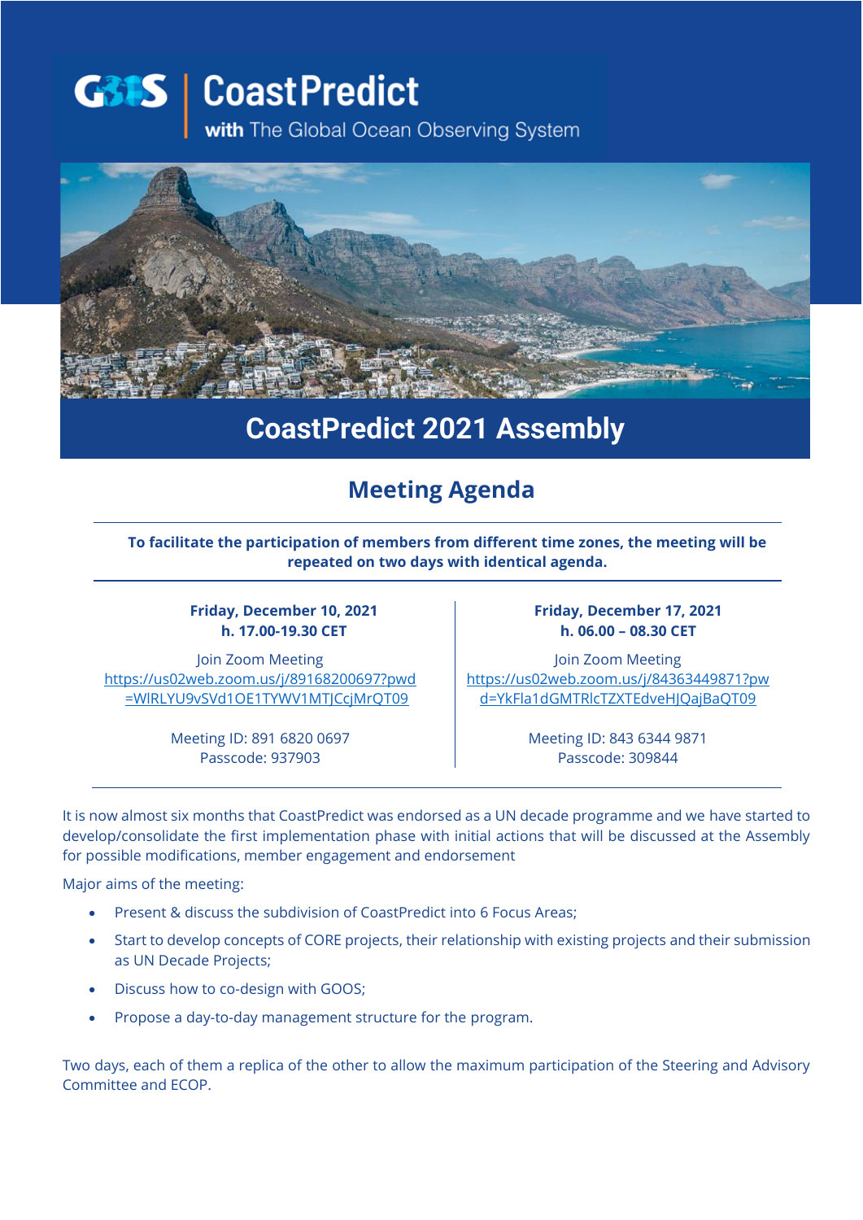# CoastPredict

with The Global Ocean Observing System

## CoastPredict 2021 Assembly

### Meeting Agenda

**To facilitate the participation of members from different time zones, the meeting will be repeated on two days with identical agenda.**

**Friday, December 10, 2021**
**h. 17.00-19.30 CET**

Join Zoom Meeting
https://us02web.zoom.us/j/89168200697?pwd=WlRLYU9vSVd1OE1TYWV1MTJCcjMrQT09

Meeting ID: 891 6820 0697
Passcode: 937903

**Friday, December 17, 2021**
**h. 06.00 – 08.30 CET**

Join Zoom Meeting
https://us02web.zoom.us/j/84363449871?pwd=YkFla1dGMTRlcTZXTEdveHJQajBaQT09

Meeting ID: 843 6344 9871
Passcode: 309844

It is now almost six months that CoastPredict was endorsed as a UN decade programme and we have started to develop/consolidate the first implementation phase with initial actions that will be discussed at the Assembly for possible modifications, member engagement and endorsement

Major aims of the meeting:

- Present & discuss the subdivision of CoastPredict into 6 Focus Areas;
- Start to develop concepts of CORE projects, their relationship with existing projects and their submission as UN Decade Projects;
- Discuss how to co-design with GOOS;
- Propose a day-to-day management structure for the program.

Two days, each of them a replica of the other to allow the maximum participation of the Steering and Advisory Committee and ECOP.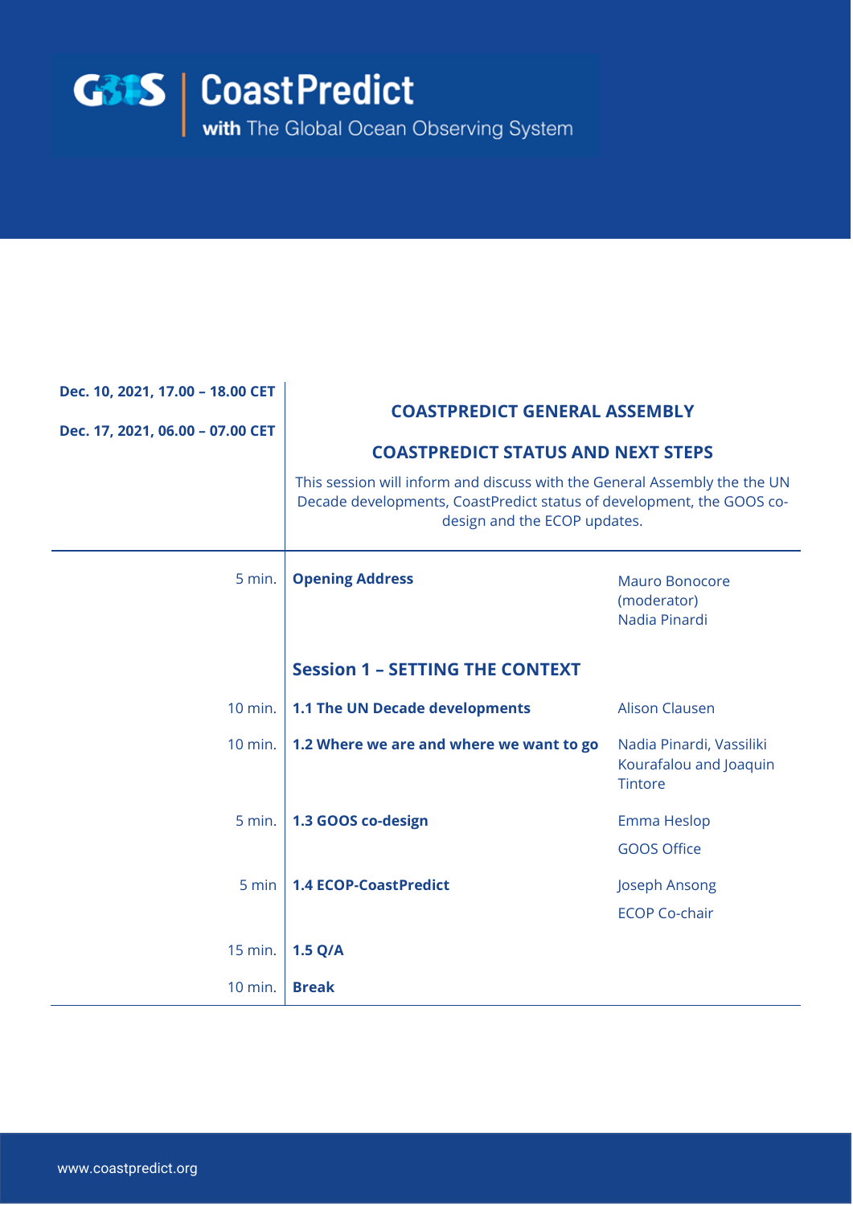| Dec. 10, 2021, 17.00 – 18.00 CET<br><br>Dec. 17, 2021, 06.00 – 07.00 CET | **COASTPREDICT GENERAL ASSEMBLY**<br><br>**COASTPREDICT STATUS AND NEXT STEPS**<br><br>This session will inform and discuss with the General Assembly the the UN Decade developments, CoastPredict status of development, the GOOS co-design and the ECOP updates. | |
|---|---|---|
| 5 min. | **Opening Address** | Mauro Bonocore (moderator)<br>Nadia Pinardi |
| | **Session 1 – SETTING THE CONTEXT** | |
| 10 min. | **1.1 The UN Decade developments** | Alison Clausen |
| 10 min. | **1.2 Where we are and where we want to go** | Nadia Pinardi, Vassiliki Kourafalou and Joaquin Tintore |
| 5 min. | **1.3 GOOS co-design** | Emma Heslop<br>GOOS Office |
| 5 min | **1.4 ECOP-CoastPredict** | Joseph Ansong<br>ECOP Co-chair |
| 15 min. | **1.5 Q/A** | |
| 10 min. | **Break** | |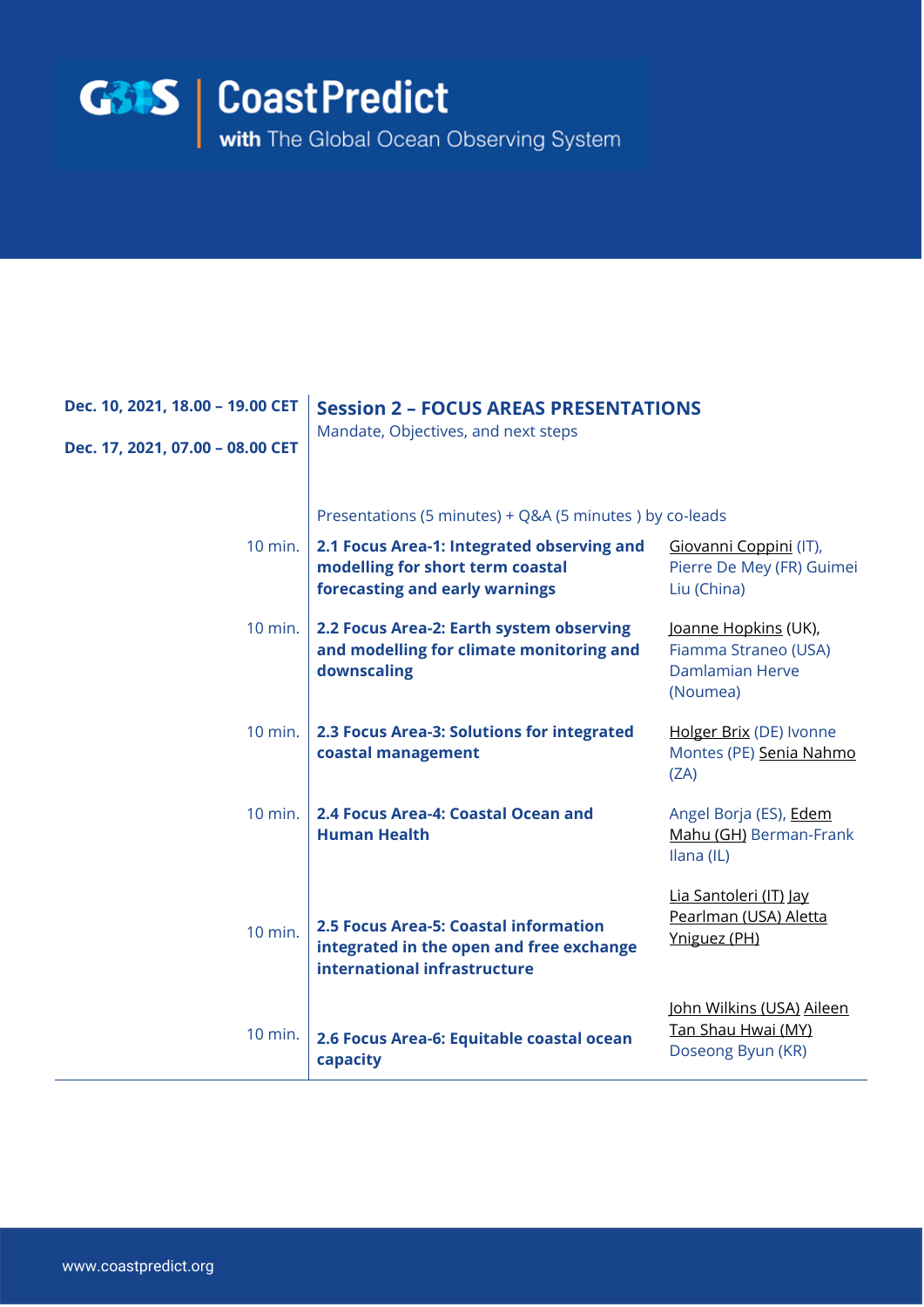| Dec. 10, 2021, 18.00 – 19.00 CET<br><br>Dec. 17, 2021, 07.00 – 08.00 CET | **Session 2 – FOCUS AREAS PRESENTATIONS**<br>Mandate, Objectives, and next steps | |
|---|---|---|
| | Presentations (5 minutes) + Q&A (5 minutes ) by co-leads | |
| 10 min. | **2.1 Focus Area-1: Integrated observing and modelling for short term coastal forecasting and early warnings** | Giovanni Coppini (IT), Pierre De Mey (FR) Guimei Liu (China) |
| 10 min. | **2.2 Focus Area-2: Earth system observing and modelling for climate monitoring and downscaling** | Joanne Hopkins (UK), Fiamma Straneo (USA) Damlamian Herve (Noumea) |
| 10 min. | **2.3 Focus Area-3: Solutions for integrated coastal management** | Holger Brix (DE) Ivonne Montes (PE) Senia Nahmo (ZA) |
| 10 min. | **2.4 Focus Area-4: Coastal Ocean and Human Health** | Angel Borja (ES), Edem Mahu (GH) Berman-Frank Ilana (IL) |
| 10 min. | **2.5 Focus Area-5: Coastal information integrated in the open and free exchange international infrastructure** | Lia Santoleri (IT) Jay Pearlman (USA) Aletta Yniguez (PH) |
| 10 min. | **2.6 Focus Area-6: Equitable coastal ocean capacity** | John Wilkins (USA) Aileen Tan Shau Hwai (MY) Doseong Byun (KR) |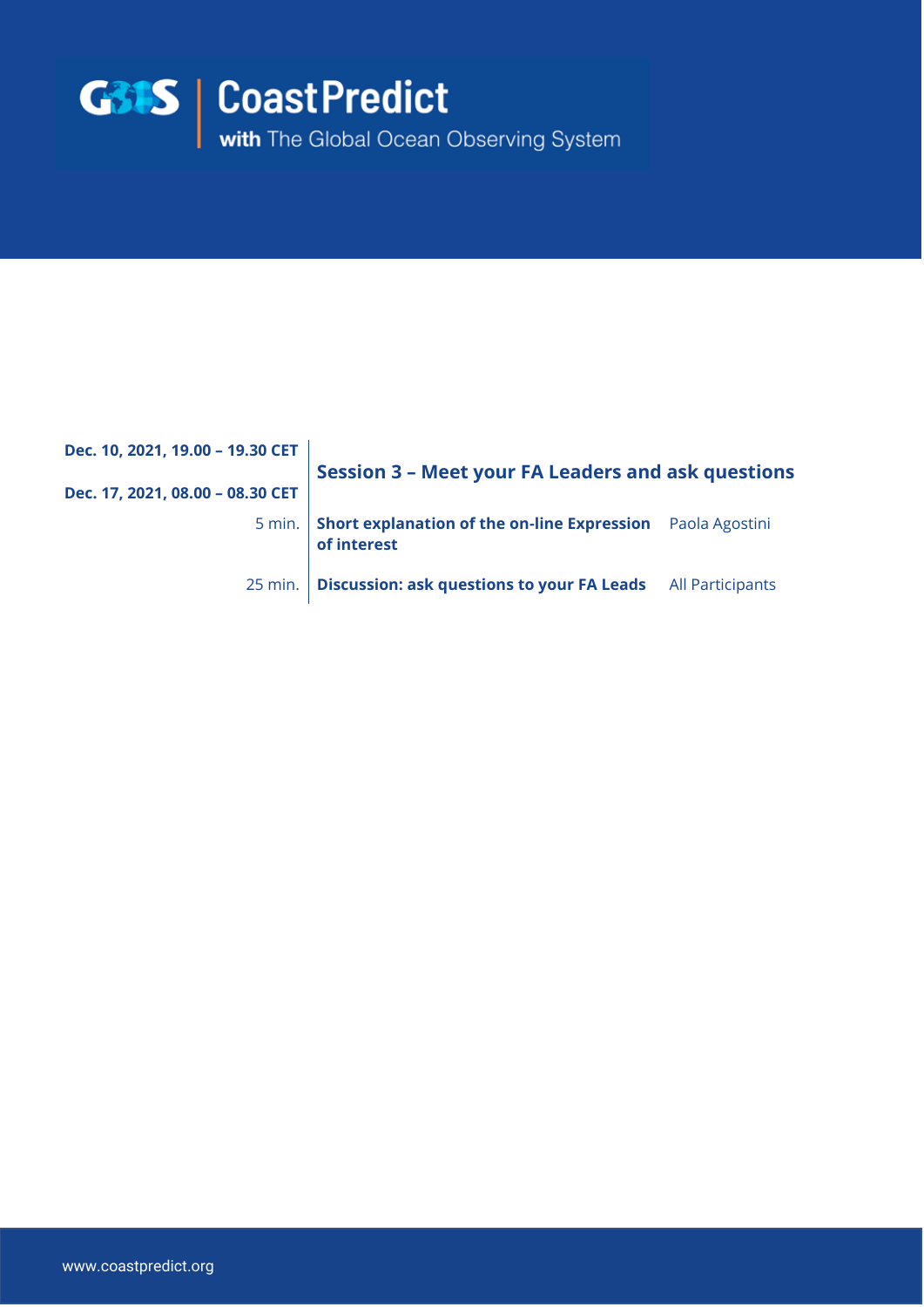| | | |
|---|---|---|
| **Dec. 10, 2021, 19.00 – 19.30 CET**<br><br>**Dec. 17, 2021, 08.00 – 08.30 CET** | **Session 3 – Meet your FA Leaders and ask questions** | |
| 5 min. | **Short explanation of the on-line Expression of interest** | Paola Agostini |
| 25 min. | **Discussion: ask questions to your FA Leads** | All Participants |